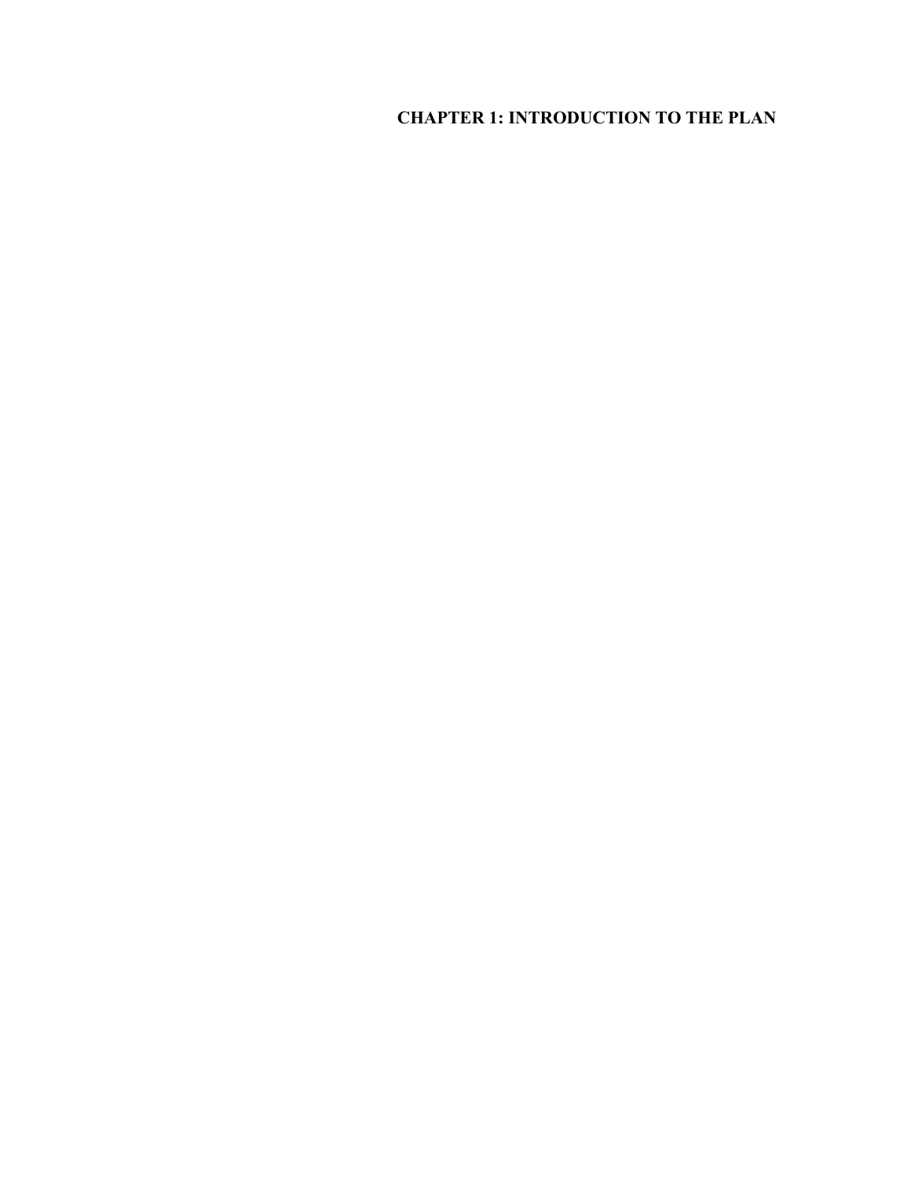# CHAPTER 1: INTRODUCTION TO THE PLAN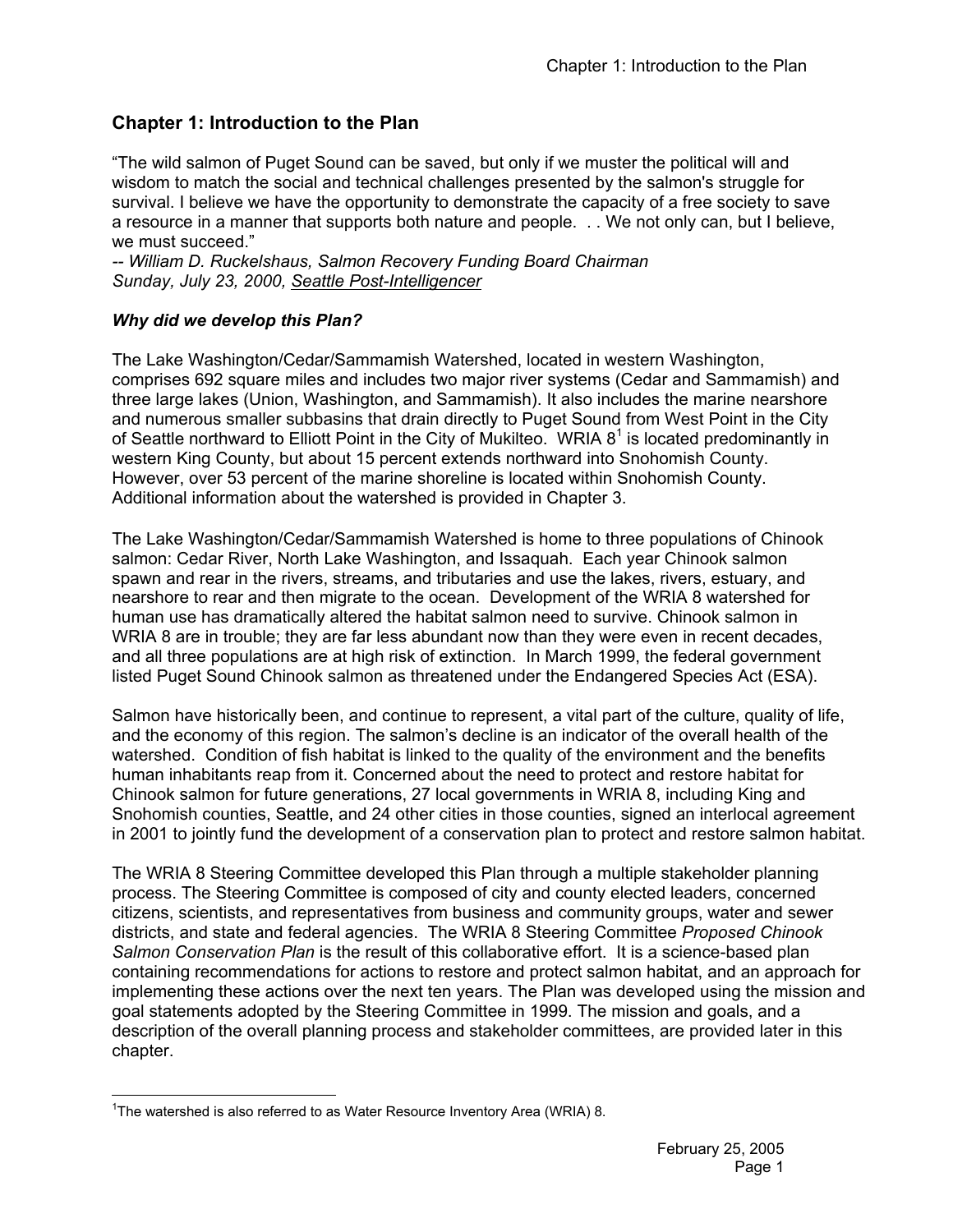## Chapter 1: Introduction to the Plan

"The wild salmon of Puget Sound can be saved, but only if we muster the political will and wisdom to match the social and technical challenges presented by the salmon's struggle for survival. I believe we have the opportunity to demonstrate the capacity of a free society to save a resource in a manner that supports both nature and people. . . We not only can, but I believe, we must succeed."
*-- William D. Ruckelshaus, Salmon Recovery Funding Board Chairman*
*Sunday, July 23, 2000, Seattle Post-Intelligencer*

### *Why did we develop this Plan?*

The Lake Washington/Cedar/Sammamish Watershed, located in western Washington, comprises 692 square miles and includes two major river systems (Cedar and Sammamish) and three large lakes (Union, Washington, and Sammamish). It also includes the marine nearshore and numerous smaller subbasins that drain directly to Puget Sound from West Point in the City of Seattle northward to Elliott Point in the City of Mukilteo. WRIA 8[1] is located predominantly in western King County, but about 15 percent extends northward into Snohomish County. However, over 53 percent of the marine shoreline is located within Snohomish County. Additional information about the watershed is provided in Chapter 3.

The Lake Washington/Cedar/Sammamish Watershed is home to three populations of Chinook salmon: Cedar River, North Lake Washington, and Issaquah. Each year Chinook salmon spawn and rear in the rivers, streams, and tributaries and use the lakes, rivers, estuary, and nearshore to rear and then migrate to the ocean. Development of the WRIA 8 watershed for human use has dramatically altered the habitat salmon need to survive. Chinook salmon in WRIA 8 are in trouble; they are far less abundant now than they were even in recent decades, and all three populations are at high risk of extinction. In March 1999, the federal government listed Puget Sound Chinook salmon as threatened under the Endangered Species Act (ESA).

Salmon have historically been, and continue to represent, a vital part of the culture, quality of life, and the economy of this region. The salmon's decline is an indicator of the overall health of the watershed. Condition of fish habitat is linked to the quality of the environment and the benefits human inhabitants reap from it. Concerned about the need to protect and restore habitat for Chinook salmon for future generations, 27 local governments in WRIA 8, including King and Snohomish counties, Seattle, and 24 other cities in those counties, signed an interlocal agreement in 2001 to jointly fund the development of a conservation plan to protect and restore salmon habitat.

The WRIA 8 Steering Committee developed this Plan through a multiple stakeholder planning process. The Steering Committee is composed of city and county elected leaders, concerned citizens, scientists, and representatives from business and community groups, water and sewer districts, and state and federal agencies. The WRIA 8 Steering Committee *Proposed Chinook Salmon Conservation Plan* is the result of this collaborative effort. It is a science-based plan containing recommendations for actions to restore and protect salmon habitat, and an approach for implementing these actions over the next ten years. The Plan was developed using the mission and goal statements adopted by the Steering Committee in 1999. The mission and goals, and a description of the overall planning process and stakeholder committees, are provided later in this chapter.

---

[1] The watershed is also referred to as Water Resource Inventory Area (WRIA) 8.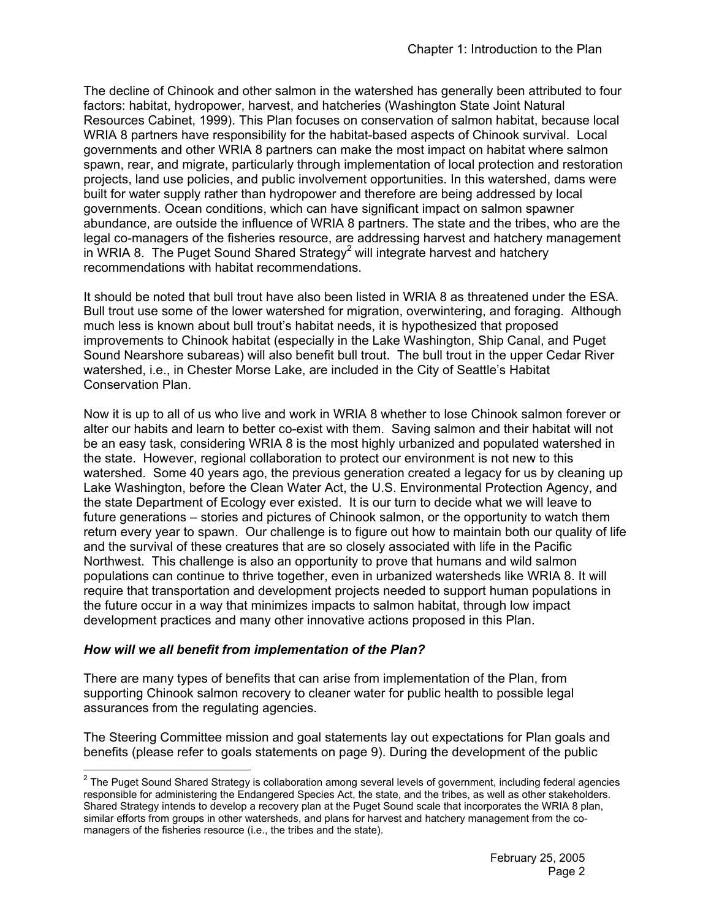The decline of Chinook and other salmon in the watershed has generally been attributed to four factors: habitat, hydropower, harvest, and hatcheries (Washington State Joint Natural Resources Cabinet, 1999). This Plan focuses on conservation of salmon habitat, because local WRIA 8 partners have responsibility for the habitat-based aspects of Chinook survival. Local governments and other WRIA 8 partners can make the most impact on habitat where salmon spawn, rear, and migrate, particularly through implementation of local protection and restoration projects, land use policies, and public involvement opportunities. In this watershed, dams were built for water supply rather than hydropower and therefore are being addressed by local governments. Ocean conditions, which can have significant impact on salmon spawner abundance, are outside the influence of WRIA 8 partners. The state and the tribes, who are the legal co-managers of the fisheries resource, are addressing harvest and hatchery management in WRIA 8. The Puget Sound Shared Strategy[2] will integrate harvest and hatchery recommendations with habitat recommendations.

It should be noted that bull trout have also been listed in WRIA 8 as threatened under the ESA. Bull trout use some of the lower watershed for migration, overwintering, and foraging. Although much less is known about bull trout's habitat needs, it is hypothesized that proposed improvements to Chinook habitat (especially in the Lake Washington, Ship Canal, and Puget Sound Nearshore subareas) will also benefit bull trout. The bull trout in the upper Cedar River watershed, i.e., in Chester Morse Lake, are included in the City of Seattle's Habitat Conservation Plan.

Now it is up to all of us who live and work in WRIA 8 whether to lose Chinook salmon forever or alter our habits and learn to better co-exist with them. Saving salmon and their habitat will not be an easy task, considering WRIA 8 is the most highly urbanized and populated watershed in the state. However, regional collaboration to protect our environment is not new to this watershed. Some 40 years ago, the previous generation created a legacy for us by cleaning up Lake Washington, before the Clean Water Act, the U.S. Environmental Protection Agency, and the state Department of Ecology ever existed. It is our turn to decide what we will leave to future generations – stories and pictures of Chinook salmon, or the opportunity to watch them return every year to spawn. Our challenge is to figure out how to maintain both our quality of life and the survival of these creatures that are so closely associated with life in the Pacific Northwest. This challenge is also an opportunity to prove that humans and wild salmon populations can continue to thrive together, even in urbanized watersheds like WRIA 8. It will require that transportation and development projects needed to support human populations in the future occur in a way that minimizes impacts to salmon habitat, through low impact development practices and many other innovative actions proposed in this Plan.

***How will we all benefit from implementation of the Plan?***

There are many types of benefits that can arise from implementation of the Plan, from supporting Chinook salmon recovery to cleaner water for public health to possible legal assurances from the regulating agencies.

The Steering Committee mission and goal statements lay out expectations for Plan goals and benefits (please refer to goals statements on page 9). During the development of the public

[2] The Puget Sound Shared Strategy is collaboration among several levels of government, including federal agencies responsible for administering the Endangered Species Act, the state, and the tribes, as well as other stakeholders. Shared Strategy intends to develop a recovery plan at the Puget Sound scale that incorporates the WRIA 8 plan, similar efforts from groups in other watersheds, and plans for harvest and hatchery management from the co-managers of the fisheries resource (i.e., the tribes and the state).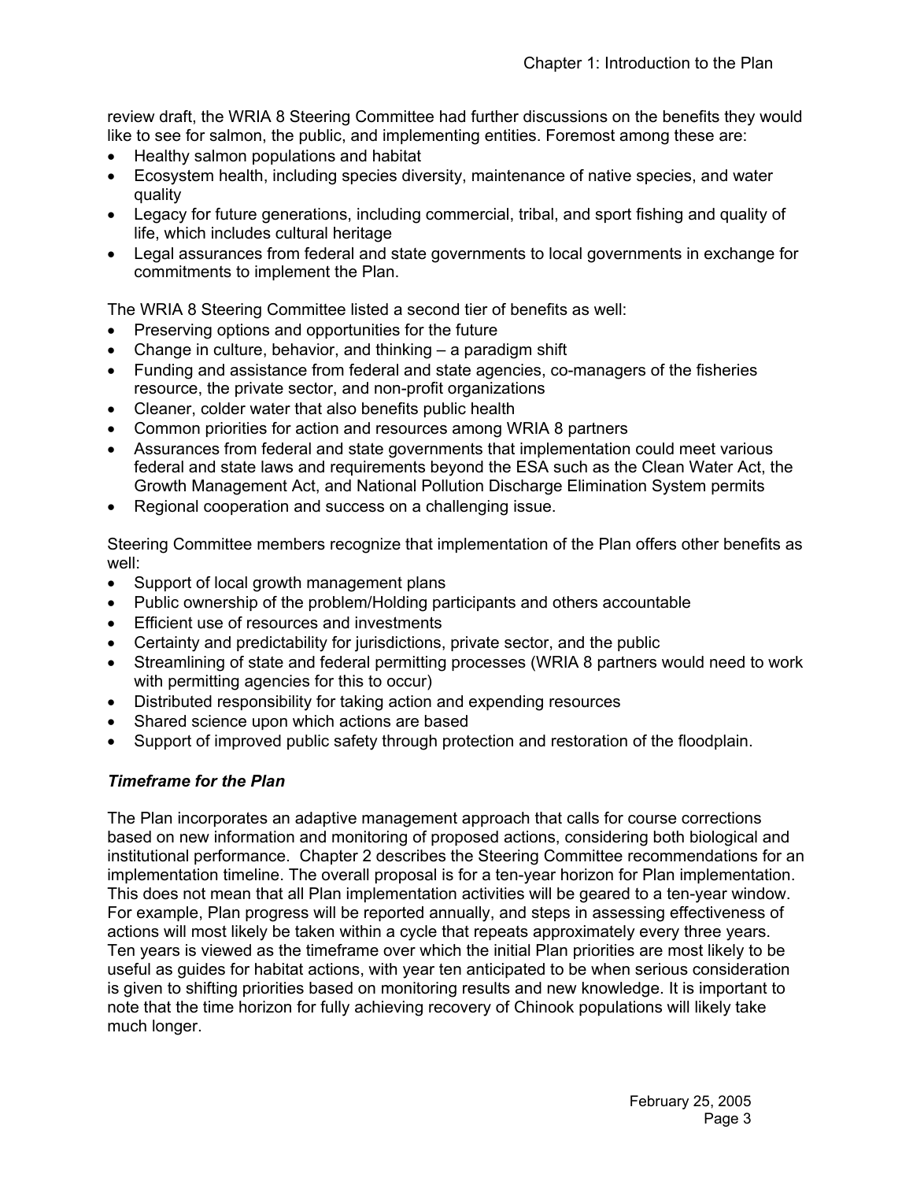review draft, the WRIA 8 Steering Committee had further discussions on the benefits they would like to see for salmon, the public, and implementing entities. Foremost among these are:

- Healthy salmon populations and habitat
- Ecosystem health, including species diversity, maintenance of native species, and water quality
- Legacy for future generations, including commercial, tribal, and sport fishing and quality of life, which includes cultural heritage
- Legal assurances from federal and state governments to local governments in exchange for commitments to implement the Plan.

The WRIA 8 Steering Committee listed a second tier of benefits as well:

- Preserving options and opportunities for the future
- Change in culture, behavior, and thinking – a paradigm shift
- Funding and assistance from federal and state agencies, co-managers of the fisheries resource, the private sector, and non-profit organizations
- Cleaner, colder water that also benefits public health
- Common priorities for action and resources among WRIA 8 partners
- Assurances from federal and state governments that implementation could meet various federal and state laws and requirements beyond the ESA such as the Clean Water Act, the Growth Management Act, and National Pollution Discharge Elimination System permits
- Regional cooperation and success on a challenging issue.

Steering Committee members recognize that implementation of the Plan offers other benefits as well:

- Support of local growth management plans
- Public ownership of the problem/Holding participants and others accountable
- Efficient use of resources and investments
- Certainty and predictability for jurisdictions, private sector, and the public
- Streamlining of state and federal permitting processes (WRIA 8 partners would need to work with permitting agencies for this to occur)
- Distributed responsibility for taking action and expending resources
- Shared science upon which actions are based
- Support of improved public safety through protection and restoration of the floodplain.

### *Timeframe for the Plan*

The Plan incorporates an adaptive management approach that calls for course corrections based on new information and monitoring of proposed actions, considering both biological and institutional performance. Chapter 2 describes the Steering Committee recommendations for an implementation timeline. The overall proposal is for a ten-year horizon for Plan implementation. This does not mean that all Plan implementation activities will be geared to a ten-year window. For example, Plan progress will be reported annually, and steps in assessing effectiveness of actions will most likely be taken within a cycle that repeats approximately every three years. Ten years is viewed as the timeframe over which the initial Plan priorities are most likely to be useful as guides for habitat actions, with year ten anticipated to be when serious consideration is given to shifting priorities based on monitoring results and new knowledge. It is important to note that the time horizon for fully achieving recovery of Chinook populations will likely take much longer.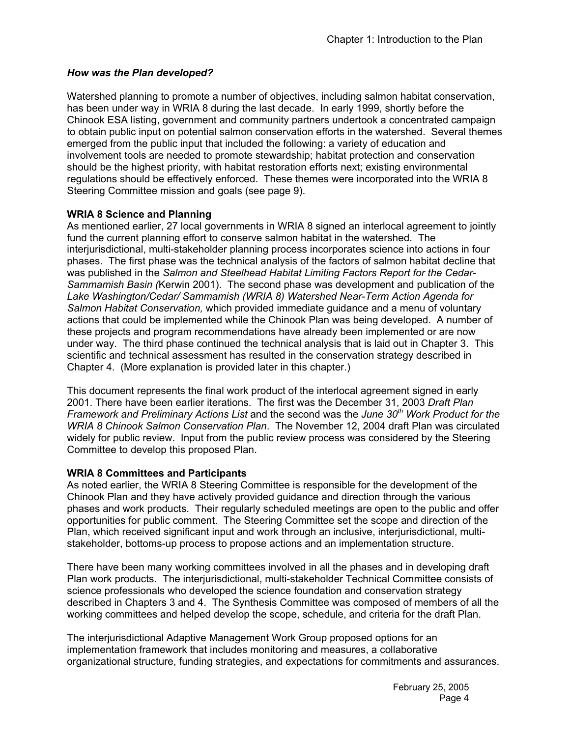### *How was the Plan developed?*

Watershed planning to promote a number of objectives, including salmon habitat conservation, has been under way in WRIA 8 during the last decade. In early 1999, shortly before the Chinook ESA listing, government and community partners undertook a concentrated campaign to obtain public input on potential salmon conservation efforts in the watershed. Several themes emerged from the public input that included the following: a variety of education and involvement tools are needed to promote stewardship; habitat protection and conservation should be the highest priority, with habitat restoration efforts next; existing environmental regulations should be effectively enforced. These themes were incorporated into the WRIA 8 Steering Committee mission and goals (see page 9).

**WRIA 8 Science and Planning**

As mentioned earlier, 27 local governments in WRIA 8 signed an interlocal agreement to jointly fund the current planning effort to conserve salmon habitat in the watershed. The interjurisdictional, multi-stakeholder planning process incorporates science into actions in four phases. The first phase was the technical analysis of the factors of salmon habitat decline that was published in the *Salmon and Steelhead Habitat Limiting Factors Report for the Cedar-Sammamish Basin (*Kerwin 2001). The second phase was development and publication of the *Lake Washington/Cedar/ Sammamish (WRIA 8) Watershed Near-Term Action Agenda for Salmon Habitat Conservation,* which provided immediate guidance and a menu of voluntary actions that could be implemented while the Chinook Plan was being developed. A number of these projects and program recommendations have already been implemented or are now under way. The third phase continued the technical analysis that is laid out in Chapter 3. This scientific and technical assessment has resulted in the conservation strategy described in Chapter 4. (More explanation is provided later in this chapter.)

This document represents the final work product of the interlocal agreement signed in early 2001. There have been earlier iterations. The first was the December 31, 2003 *Draft Plan Framework and Preliminary Actions List* and the second was the *June 30th Work Product for the WRIA 8 Chinook Salmon Conservation Plan*. The November 12, 2004 draft Plan was circulated widely for public review. Input from the public review process was considered by the Steering Committee to develop this proposed Plan.

**WRIA 8 Committees and Participants**

As noted earlier, the WRIA 8 Steering Committee is responsible for the development of the Chinook Plan and they have actively provided guidance and direction through the various phases and work products. Their regularly scheduled meetings are open to the public and offer opportunities for public comment. The Steering Committee set the scope and direction of the Plan, which received significant input and work through an inclusive, interjurisdictional, multi-stakeholder, bottoms-up process to propose actions and an implementation structure.

There have been many working committees involved in all the phases and in developing draft Plan work products. The interjurisdictional, multi-stakeholder Technical Committee consists of science professionals who developed the science foundation and conservation strategy described in Chapters 3 and 4. The Synthesis Committee was composed of members of all the working committees and helped develop the scope, schedule, and criteria for the draft Plan.

The interjurisdictional Adaptive Management Work Group proposed options for an implementation framework that includes monitoring and measures, a collaborative organizational structure, funding strategies, and expectations for commitments and assurances.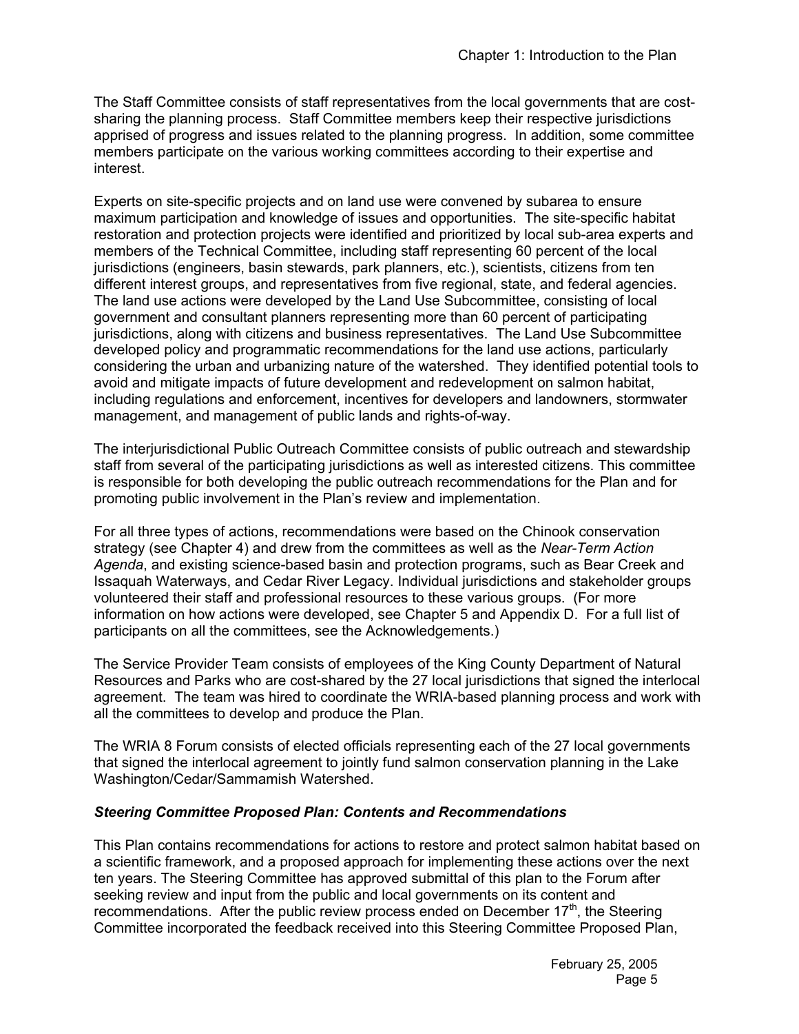The Staff Committee consists of staff representatives from the local governments that are cost-sharing the planning process. Staff Committee members keep their respective jurisdictions apprised of progress and issues related to the planning progress. In addition, some committee members participate on the various working committees according to their expertise and interest.

Experts on site-specific projects and on land use were convened by subarea to ensure maximum participation and knowledge of issues and opportunities. The site-specific habitat restoration and protection projects were identified and prioritized by local sub-area experts and members of the Technical Committee, including staff representing 60 percent of the local jurisdictions (engineers, basin stewards, park planners, etc.), scientists, citizens from ten different interest groups, and representatives from five regional, state, and federal agencies. The land use actions were developed by the Land Use Subcommittee, consisting of local government and consultant planners representing more than 60 percent of participating jurisdictions, along with citizens and business representatives. The Land Use Subcommittee developed policy and programmatic recommendations for the land use actions, particularly considering the urban and urbanizing nature of the watershed. They identified potential tools to avoid and mitigate impacts of future development and redevelopment on salmon habitat, including regulations and enforcement, incentives for developers and landowners, stormwater management, and management of public lands and rights-of-way.

The interjurisdictional Public Outreach Committee consists of public outreach and stewardship staff from several of the participating jurisdictions as well as interested citizens. This committee is responsible for both developing the public outreach recommendations for the Plan and for promoting public involvement in the Plan's review and implementation.

For all three types of actions, recommendations were based on the Chinook conservation strategy (see Chapter 4) and drew from the committees as well as the *Near-Term Action Agenda*, and existing science-based basin and protection programs, such as Bear Creek and Issaquah Waterways, and Cedar River Legacy. Individual jurisdictions and stakeholder groups volunteered their staff and professional resources to these various groups. (For more information on how actions were developed, see Chapter 5 and Appendix D. For a full list of participants on all the committees, see the Acknowledgements.)

The Service Provider Team consists of employees of the King County Department of Natural Resources and Parks who are cost-shared by the 27 local jurisdictions that signed the interlocal agreement. The team was hired to coordinate the WRIA-based planning process and work with all the committees to develop and produce the Plan.

The WRIA 8 Forum consists of elected officials representing each of the 27 local governments that signed the interlocal agreement to jointly fund salmon conservation planning in the Lake Washington/Cedar/Sammamish Watershed.

### *Steering Committee Proposed Plan: Contents and Recommendations*

This Plan contains recommendations for actions to restore and protect salmon habitat based on a scientific framework, and a proposed approach for implementing these actions over the next ten years. The Steering Committee has approved submittal of this plan to the Forum after seeking review and input from the public and local governments on its content and recommendations. After the public review process ended on December 17th, the Steering Committee incorporated the feedback received into this Steering Committee Proposed Plan,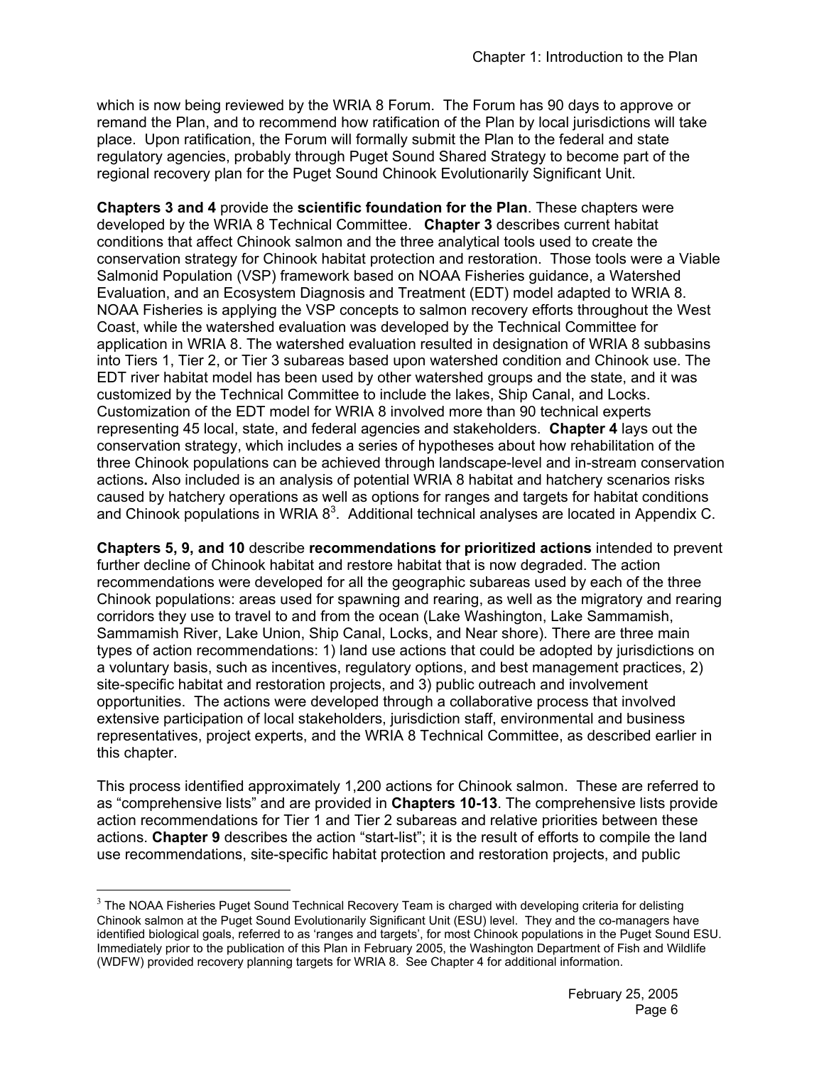which is now being reviewed by the WRIA 8 Forum. The Forum has 90 days to approve or remand the Plan, and to recommend how ratification of the Plan by local jurisdictions will take place. Upon ratification, the Forum will formally submit the Plan to the federal and state regulatory agencies, probably through Puget Sound Shared Strategy to become part of the regional recovery plan for the Puget Sound Chinook Evolutionarily Significant Unit.

**Chapters 3 and 4** provide the **scientific foundation for the Plan**. These chapters were developed by the WRIA 8 Technical Committee. **Chapter 3** describes current habitat conditions that affect Chinook salmon and the three analytical tools used to create the conservation strategy for Chinook habitat protection and restoration. Those tools were a Viable Salmonid Population (VSP) framework based on NOAA Fisheries guidance, a Watershed Evaluation, and an Ecosystem Diagnosis and Treatment (EDT) model adapted to WRIA 8. NOAA Fisheries is applying the VSP concepts to salmon recovery efforts throughout the West Coast, while the watershed evaluation was developed by the Technical Committee for application in WRIA 8. The watershed evaluation resulted in designation of WRIA 8 subbasins into Tiers 1, Tier 2, or Tier 3 subareas based upon watershed condition and Chinook use. The EDT river habitat model has been used by other watershed groups and the state, and it was customized by the Technical Committee to include the lakes, Ship Canal, and Locks. Customization of the EDT model for WRIA 8 involved more than 90 technical experts representing 45 local, state, and federal agencies and stakeholders. **Chapter 4** lays out the conservation strategy, which includes a series of hypotheses about how rehabilitation of the three Chinook populations can be achieved through landscape-level and in-stream conservation actions. Also included is an analysis of potential WRIA 8 habitat and hatchery scenarios risks caused by hatchery operations as well as options for ranges and targets for habitat conditions and Chinook populations in WRIA 8[3]. Additional technical analyses are located in Appendix C.

**Chapters 5, 9, and 10** describe **recommendations for prioritized actions** intended to prevent further decline of Chinook habitat and restore habitat that is now degraded. The action recommendations were developed for all the geographic subareas used by each of the three Chinook populations: areas used for spawning and rearing, as well as the migratory and rearing corridors they use to travel to and from the ocean (Lake Washington, Lake Sammamish, Sammamish River, Lake Union, Ship Canal, Locks, and Near shore). There are three main types of action recommendations: 1) land use actions that could be adopted by jurisdictions on a voluntary basis, such as incentives, regulatory options, and best management practices, 2) site-specific habitat and restoration projects, and 3) public outreach and involvement opportunities. The actions were developed through a collaborative process that involved extensive participation of local stakeholders, jurisdiction staff, environmental and business representatives, project experts, and the WRIA 8 Technical Committee, as described earlier in this chapter.

This process identified approximately 1,200 actions for Chinook salmon. These are referred to as "comprehensive lists" and are provided in **Chapters 10-13**. The comprehensive lists provide action recommendations for Tier 1 and Tier 2 subareas and relative priorities between these actions. **Chapter 9** describes the action "start-list"; it is the result of efforts to compile the land use recommendations, site-specific habitat protection and restoration projects, and public

---

[3] The NOAA Fisheries Puget Sound Technical Recovery Team is charged with developing criteria for delisting Chinook salmon at the Puget Sound Evolutionarily Significant Unit (ESU) level. They and the co-managers have identified biological goals, referred to as 'ranges and targets', for most Chinook populations in the Puget Sound ESU. Immediately prior to the publication of this Plan in February 2005, the Washington Department of Fish and Wildlife (WDFW) provided recovery planning targets for WRIA 8. See Chapter 4 for additional information.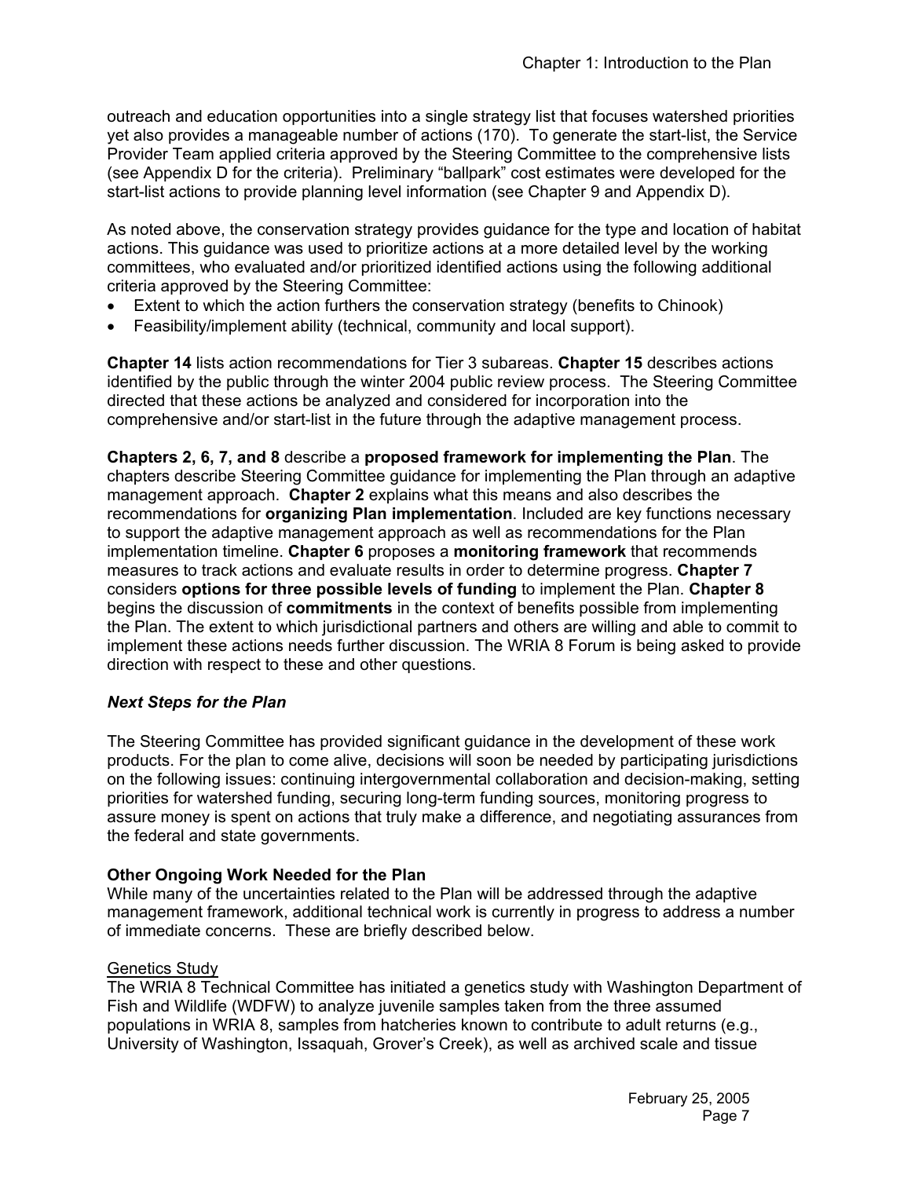outreach and education opportunities into a single strategy list that focuses watershed priorities yet also provides a manageable number of actions (170). To generate the start-list, the Service Provider Team applied criteria approved by the Steering Committee to the comprehensive lists (see Appendix D for the criteria). Preliminary "ballpark" cost estimates were developed for the start-list actions to provide planning level information (see Chapter 9 and Appendix D).

As noted above, the conservation strategy provides guidance for the type and location of habitat actions. This guidance was used to prioritize actions at a more detailed level by the working committees, who evaluated and/or prioritized identified actions using the following additional criteria approved by the Steering Committee:

- Extent to which the action furthers the conservation strategy (benefits to Chinook)
- Feasibility/implement ability (technical, community and local support).

**Chapter 14** lists action recommendations for Tier 3 subareas. **Chapter 15** describes actions identified by the public through the winter 2004 public review process. The Steering Committee directed that these actions be analyzed and considered for incorporation into the comprehensive and/or start-list in the future through the adaptive management process.

**Chapters 2, 6, 7, and 8** describe a **proposed framework for implementing the Plan**. The chapters describe Steering Committee guidance for implementing the Plan through an adaptive management approach. **Chapter 2** explains what this means and also describes the recommendations for **organizing Plan implementation**. Included are key functions necessary to support the adaptive management approach as well as recommendations for the Plan implementation timeline. **Chapter 6** proposes a **monitoring framework** that recommends measures to track actions and evaluate results in order to determine progress. **Chapter 7** considers **options for three possible levels of funding** to implement the Plan. **Chapter 8** begins the discussion of **commitments** in the context of benefits possible from implementing the Plan. The extent to which jurisdictional partners and others are willing and able to commit to implement these actions needs further discussion. The WRIA 8 Forum is being asked to provide direction with respect to these and other questions.

### *Next Steps for the Plan*

The Steering Committee has provided significant guidance in the development of these work products. For the plan to come alive, decisions will soon be needed by participating jurisdictions on the following issues: continuing intergovernmental collaboration and decision-making, setting priorities for watershed funding, securing long-term funding sources, monitoring progress to assure money is spent on actions that truly make a difference, and negotiating assurances from the federal and state governments.

### Other Ongoing Work Needed for the Plan

While many of the uncertainties related to the Plan will be addressed through the adaptive management framework, additional technical work is currently in progress to address a number of immediate concerns. These are briefly described below.

<u>Genetics Study</u>

The WRIA 8 Technical Committee has initiated a genetics study with Washington Department of Fish and Wildlife (WDFW) to analyze juvenile samples taken from the three assumed populations in WRIA 8, samples from hatcheries known to contribute to adult returns (e.g., University of Washington, Issaquah, Grover's Creek), as well as archived scale and tissue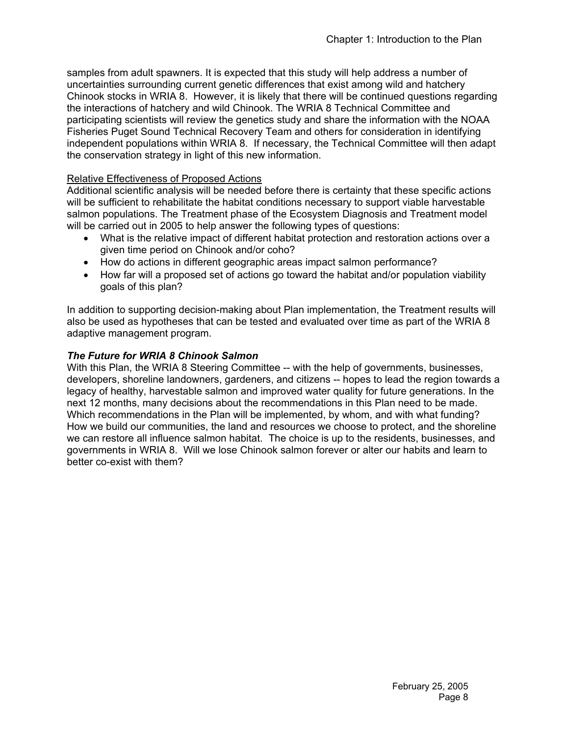samples from adult spawners. It is expected that this study will help address a number of uncertainties surrounding current genetic differences that exist among wild and hatchery Chinook stocks in WRIA 8. However, it is likely that there will be continued questions regarding the interactions of hatchery and wild Chinook. The WRIA 8 Technical Committee and participating scientists will review the genetics study and share the information with the NOAA Fisheries Puget Sound Technical Recovery Team and others for consideration in identifying independent populations within WRIA 8. If necessary, the Technical Committee will then adapt the conservation strategy in light of this new information.

<u>Relative Effectiveness of Proposed Actions</u>

Additional scientific analysis will be needed before there is certainty that these specific actions will be sufficient to rehabilitate the habitat conditions necessary to support viable harvestable salmon populations. The Treatment phase of the Ecosystem Diagnosis and Treatment model will be carried out in 2005 to help answer the following types of questions:

- What is the relative impact of different habitat protection and restoration actions over a given time period on Chinook and/or coho?
- How do actions in different geographic areas impact salmon performance?
- How far will a proposed set of actions go toward the habitat and/or population viability goals of this plan?

In addition to supporting decision-making about Plan implementation, the Treatment results will also be used as hypotheses that can be tested and evaluated over time as part of the WRIA 8 adaptive management program.

### *The Future for WRIA 8 Chinook Salmon*

With this Plan, the WRIA 8 Steering Committee -- with the help of governments, businesses, developers, shoreline landowners, gardeners, and citizens -- hopes to lead the region towards a legacy of healthy, harvestable salmon and improved water quality for future generations. In the next 12 months, many decisions about the recommendations in this Plan need to be made. Which recommendations in the Plan will be implemented, by whom, and with what funding? How we build our communities, the land and resources we choose to protect, and the shoreline we can restore all influence salmon habitat. The choice is up to the residents, businesses, and governments in WRIA 8. Will we lose Chinook salmon forever or alter our habits and learn to better co-exist with them?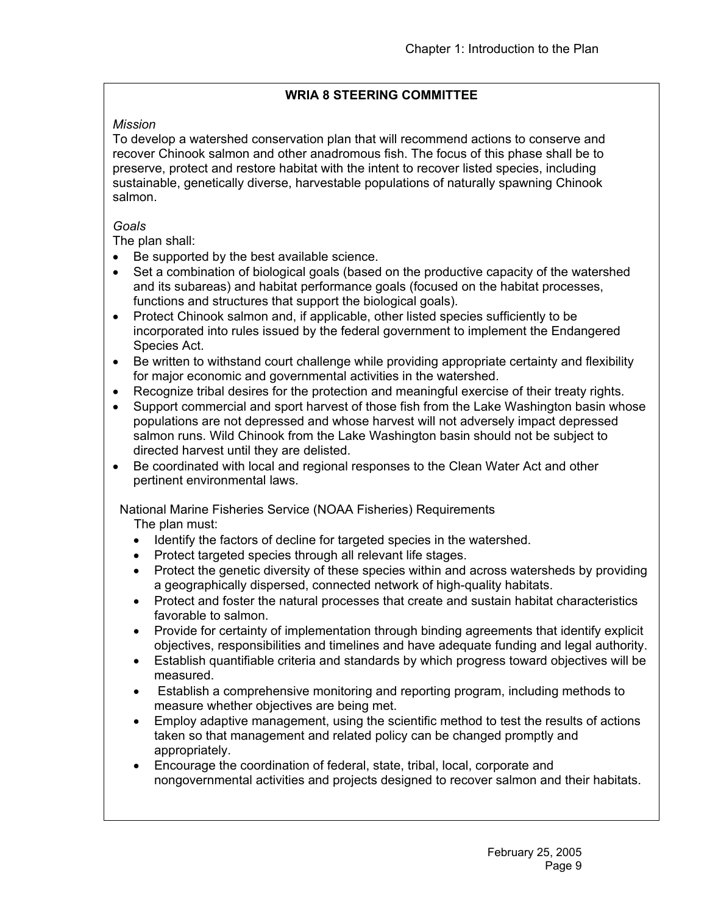## WRIA 8 STEERING COMMITTEE

*Mission*

To develop a watershed conservation plan that will recommend actions to conserve and recover Chinook salmon and other anadromous fish. The focus of this phase shall be to preserve, protect and restore habitat with the intent to recover listed species, including sustainable, genetically diverse, harvestable populations of naturally spawning Chinook salmon.

*Goals*

The plan shall:

- Be supported by the best available science.
- Set a combination of biological goals (based on the productive capacity of the watershed and its subareas) and habitat performance goals (focused on the habitat processes, functions and structures that support the biological goals).
- Protect Chinook salmon and, if applicable, other listed species sufficiently to be incorporated into rules issued by the federal government to implement the Endangered Species Act.
- Be written to withstand court challenge while providing appropriate certainty and flexibility for major economic and governmental activities in the watershed.
- Recognize tribal desires for the protection and meaningful exercise of their treaty rights.
- Support commercial and sport harvest of those fish from the Lake Washington basin whose populations are not depressed and whose harvest will not adversely impact depressed salmon runs. Wild Chinook from the Lake Washington basin should not be subject to directed harvest until they are delisted.
- Be coordinated with local and regional responses to the Clean Water Act and other pertinent environmental laws.

National Marine Fisheries Service (NOAA Fisheries) Requirements

The plan must:

- Identify the factors of decline for targeted species in the watershed.
- Protect targeted species through all relevant life stages.
- Protect the genetic diversity of these species within and across watersheds by providing a geographically dispersed, connected network of high-quality habitats.
- Protect and foster the natural processes that create and sustain habitat characteristics favorable to salmon.
- Provide for certainty of implementation through binding agreements that identify explicit objectives, responsibilities and timelines and have adequate funding and legal authority.
- Establish quantifiable criteria and standards by which progress toward objectives will be measured.
- Establish a comprehensive monitoring and reporting program, including methods to measure whether objectives are being met.
- Employ adaptive management, using the scientific method to test the results of actions taken so that management and related policy can be changed promptly and appropriately.
- Encourage the coordination of federal, state, tribal, local, corporate and nongovernmental activities and projects designed to recover salmon and their habitats.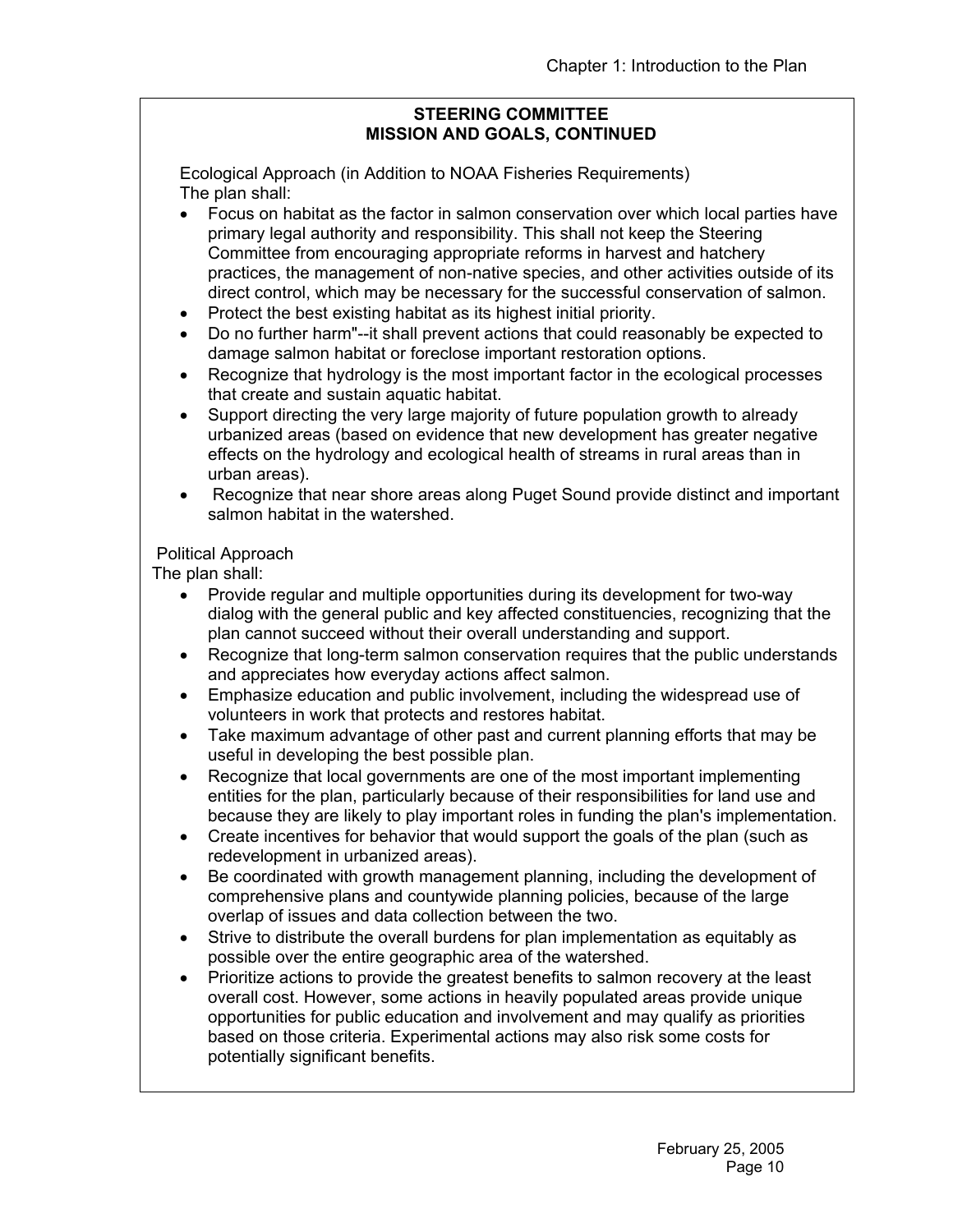## STEERING COMMITTEE MISSION AND GOALS, CONTINUED

Ecological Approach (in Addition to NOAA Fisheries Requirements)
The plan shall:

- Focus on habitat as the factor in salmon conservation over which local parties have primary legal authority and responsibility. This shall not keep the Steering Committee from encouraging appropriate reforms in harvest and hatchery practices, the management of non-native species, and other activities outside of its direct control, which may be necessary for the successful conservation of salmon.
- Protect the best existing habitat as its highest initial priority.
- Do no further harm"--it shall prevent actions that could reasonably be expected to damage salmon habitat or foreclose important restoration options.
- Recognize that hydrology is the most important factor in the ecological processes that create and sustain aquatic habitat.
- Support directing the very large majority of future population growth to already urbanized areas (based on evidence that new development has greater negative effects on the hydrology and ecological health of streams in rural areas than in urban areas).
- Recognize that near shore areas along Puget Sound provide distinct and important salmon habitat in the watershed.

Political Approach
The plan shall:

- Provide regular and multiple opportunities during its development for two-way dialog with the general public and key affected constituencies, recognizing that the plan cannot succeed without their overall understanding and support.
- Recognize that long-term salmon conservation requires that the public understands and appreciates how everyday actions affect salmon.
- Emphasize education and public involvement, including the widespread use of volunteers in work that protects and restores habitat.
- Take maximum advantage of other past and current planning efforts that may be useful in developing the best possible plan.
- Recognize that local governments are one of the most important implementing entities for the plan, particularly because of their responsibilities for land use and because they are likely to play important roles in funding the plan's implementation.
- Create incentives for behavior that would support the goals of the plan (such as redevelopment in urbanized areas).
- Be coordinated with growth management planning, including the development of comprehensive plans and countywide planning policies, because of the large overlap of issues and data collection between the two.
- Strive to distribute the overall burdens for plan implementation as equitably as possible over the entire geographic area of the watershed.
- Prioritize actions to provide the greatest benefits to salmon recovery at the least overall cost. However, some actions in heavily populated areas provide unique opportunities for public education and involvement and may qualify as priorities based on those criteria. Experimental actions may also risk some costs for potentially significant benefits.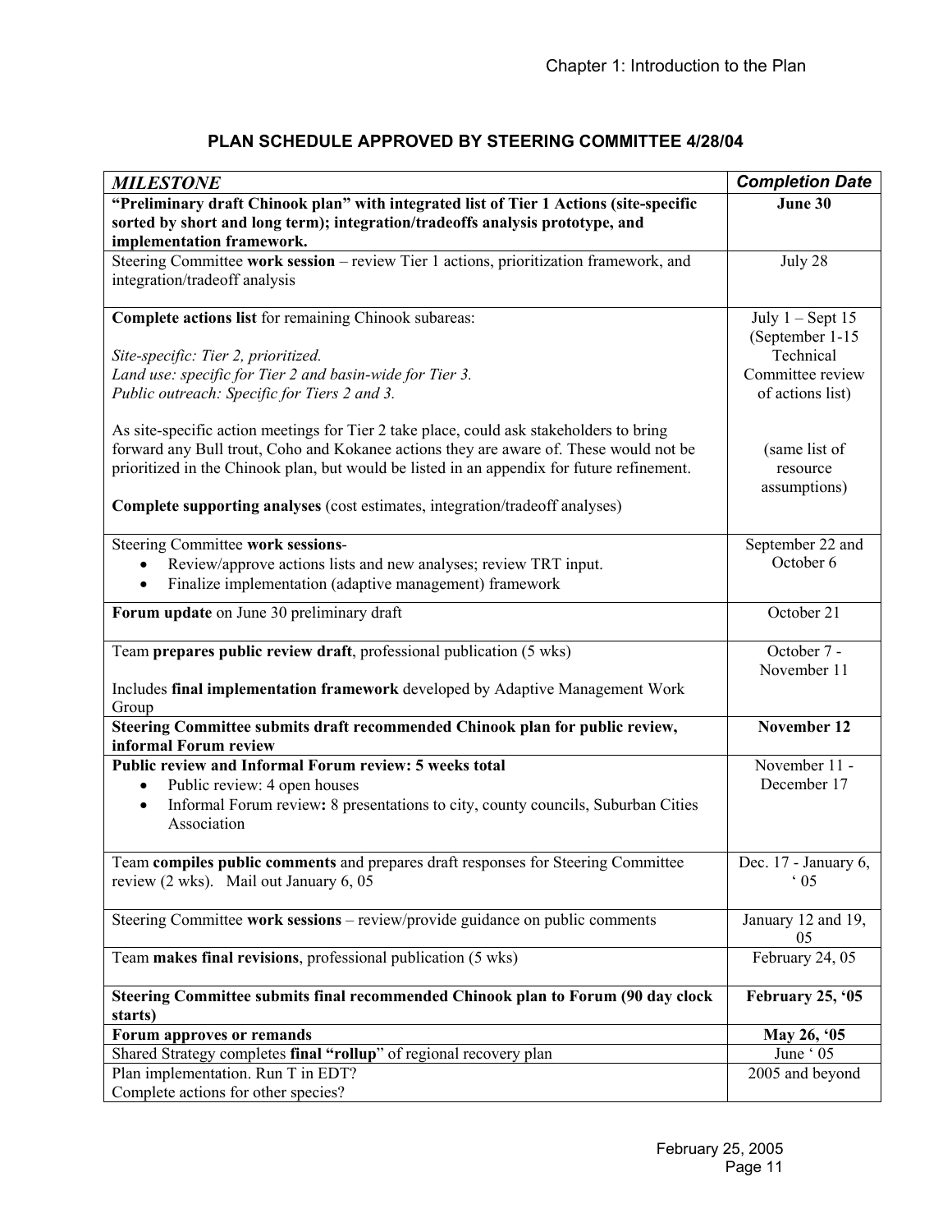## PLAN SCHEDULE APPROVED BY STEERING COMMITTEE 4/28/04

| *MILESTONE* | *Completion Date* |
|---|---|
| **"Preliminary draft Chinook plan" with integrated list of Tier 1 Actions (site-specific sorted by short and long term); integration/tradeoffs analysis prototype, and implementation framework.** | **June 30** |
| Steering Committee **work session** – review Tier 1 actions, prioritization framework, and integration/tradeoff analysis | July 28 |
| **Complete actions list** for remaining Chinook subareas:<br><br>*Site-specific: Tier 2, prioritized.*<br>*Land use: specific for Tier 2 and basin-wide for Tier 3.*<br>*Public outreach: Specific for Tiers 2 and 3.*<br><br>As site-specific action meetings for Tier 2 take place, could ask stakeholders to bring forward any Bull trout, Coho and Kokanee actions they are aware of. These would not be prioritized in the Chinook plan, but would be listed in an appendix for future refinement.<br><br>**Complete supporting analyses** (cost estimates, integration/tradeoff analyses) | July 1 – Sept 15 (September 1-15 Technical Committee review of actions list)<br><br>(same list of resource assumptions) |
| Steering Committee **work sessions**-<br>• Review/approve actions lists and new analyses; review TRT input.<br>• Finalize implementation (adaptive management) framework | September 22 and October 6 |
| **Forum update** on June 30 preliminary draft | October 21 |
| Team **prepares public review draft**, professional publication (5 wks)<br><br>Includes **final implementation framework** developed by Adaptive Management Work Group | October 7 - November 11 |
| **Steering Committee submits draft recommended Chinook plan for public review, informal Forum review** | **November 12** |
| **Public review and Informal Forum review: 5 weeks total**<br>• Public review: 4 open houses<br>• Informal Forum review**:** 8 presentations to city, county councils, Suburban Cities Association | November 11 - December 17 |
| Team **compiles public comments** and prepares draft responses for Steering Committee review (2 wks). Mail out January 6, 05 | Dec. 17 - January 6, ' 05 |
| Steering Committee **work sessions** – review/provide guidance on public comments | January 12 and 19, 05 |
| Team **makes final revisions**, professional publication (5 wks) | February 24, 05 |
| **Steering Committee submits final recommended Chinook plan to Forum (90 day clock starts)** | **February 25, '05** |
| **Forum approves or remands** | **May 26, '05** |
| Shared Strategy completes **final "rollup**" of regional recovery plan | June ' 05 |
| Plan implementation. Run T in EDT?<br>Complete actions for other species? | 2005 and beyond |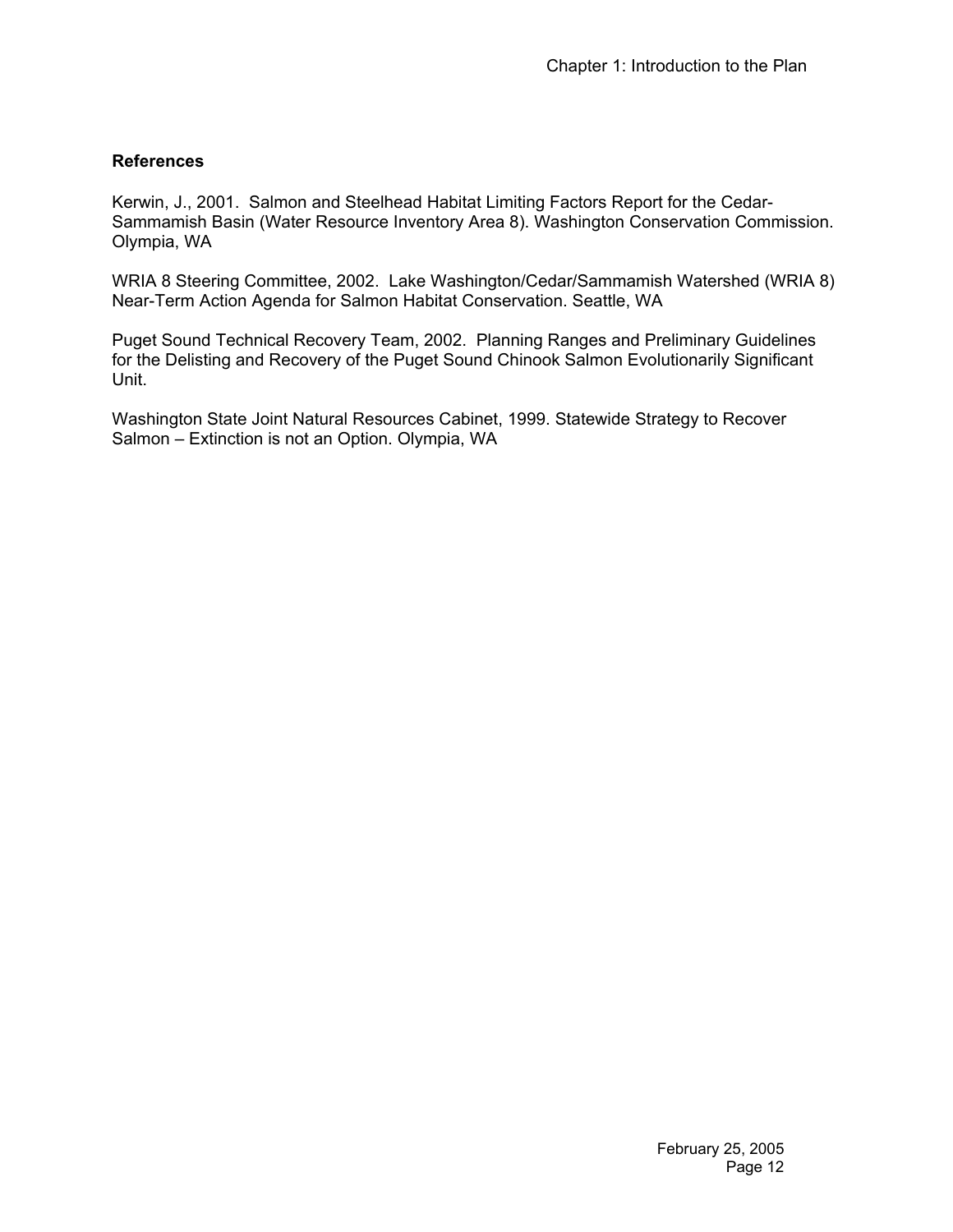**References**

Kerwin, J., 2001. Salmon and Steelhead Habitat Limiting Factors Report for the Cedar-Sammamish Basin (Water Resource Inventory Area 8). Washington Conservation Commission. Olympia, WA

WRIA 8 Steering Committee, 2002. Lake Washington/Cedar/Sammamish Watershed (WRIA 8) Near-Term Action Agenda for Salmon Habitat Conservation. Seattle, WA

Puget Sound Technical Recovery Team, 2002. Planning Ranges and Preliminary Guidelines for the Delisting and Recovery of the Puget Sound Chinook Salmon Evolutionarily Significant Unit.

Washington State Joint Natural Resources Cabinet, 1999. Statewide Strategy to Recover Salmon – Extinction is not an Option. Olympia, WA